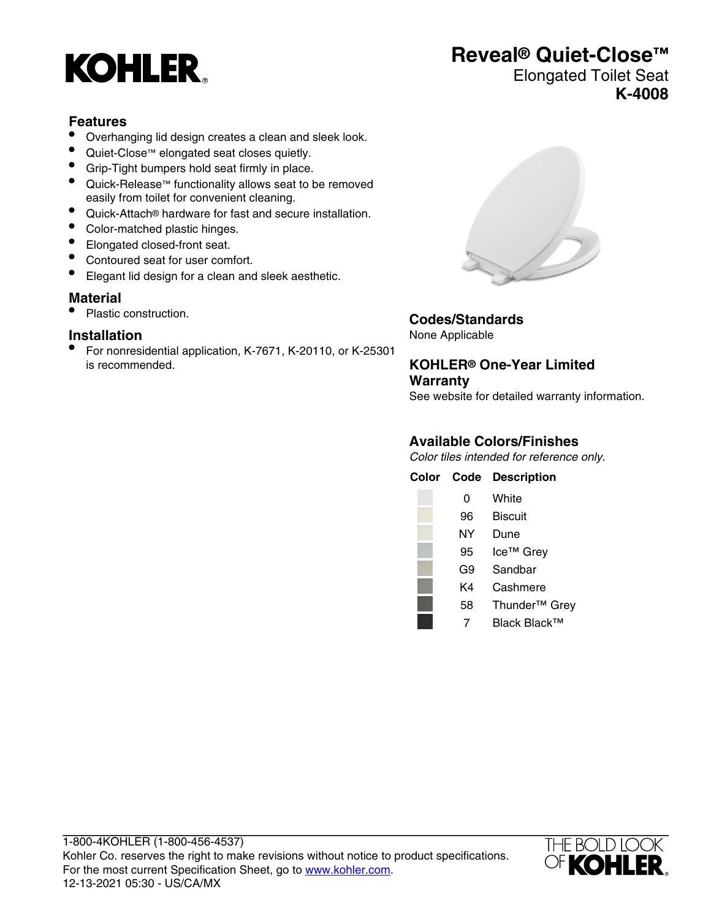# Reveal® Quiet-Close™

Elongated Toilet Seat

**K-4008**

## Features

- Overhanging lid design creates a clean and sleek look.
- Quiet-Close™ elongated seat closes quietly.
- Grip-Tight bumpers hold seat firmly in place.
- Quick-Release™ functionality allows seat to be removed easily from toilet for convenient cleaning.
- Quick-Attach® hardware for fast and secure installation.
- Color-matched plastic hinges.
- Elongated closed-front seat.
- Contoured seat for user comfort.
- Elegant lid design for a clean and sleek aesthetic.

## Material

- Plastic construction.

## Installation

- For nonresidential application, K-7671, K-20110, or K-25301 is recommended.

## Codes/Standards

None Applicable

## KOHLER® One-Year Limited Warranty

See website for detailed warranty information.

## Available Colors/Finishes

*Color tiles intended for reference only.*

| Color | Code | Description |
|---|---|---|
| | 0 | White |
| | 96 | Biscuit |
| | NY | Dune |
| | 95 | Ice™ Grey |
| | G9 | Sandbar |
| | K4 | Cashmere |
| | 58 | Thunder™ Grey |
| | 7 | Black Black™ |

1-800-4KOHLER (1-800-456-4537)
Kohler Co. reserves the right to make revisions without notice to product specifications.
For the most current Specification Sheet, go to www.kohler.com.
12-13-2021 05:30 - US/CA/MX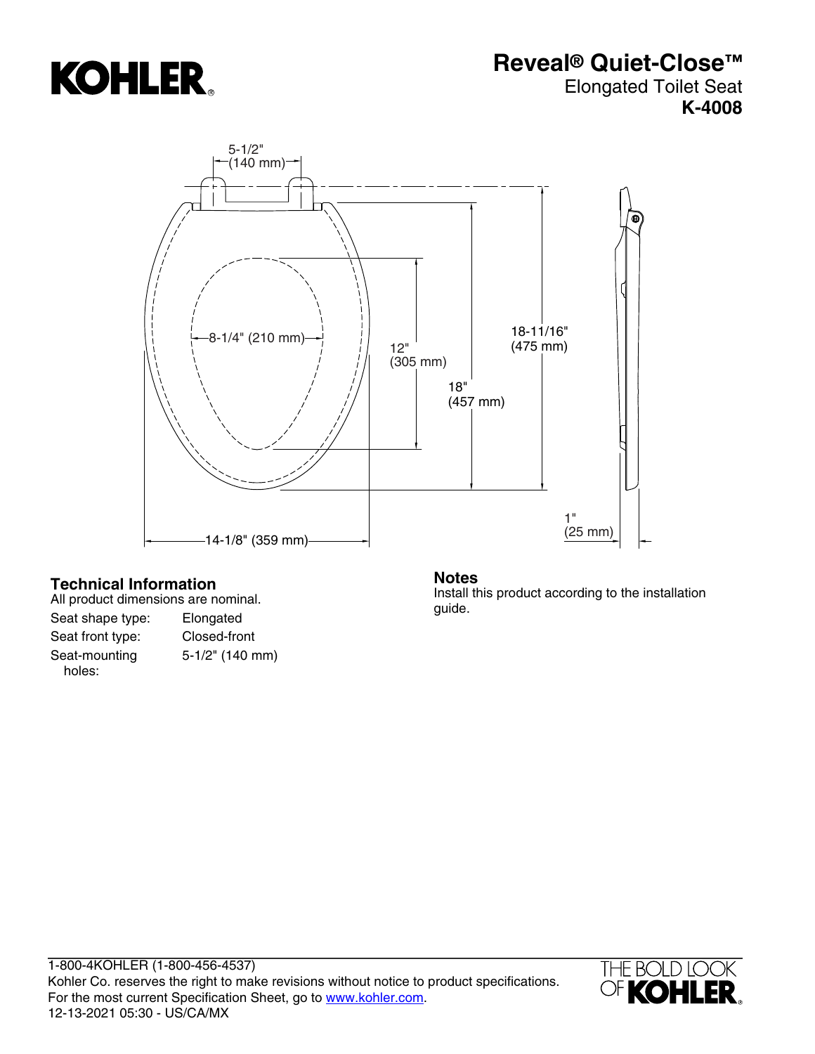# Reveal® Quiet-Close™

Elongated Toilet Seat

**K-4008**

5-1/2" (140 mm)

8-1/4" (210 mm)

12" (305 mm)

18" (457 mm)

18-11/16" (475 mm)

14-1/8" (359 mm)

1" (25 mm)

## Technical Information

All product dimensions are nominal.

| | |
|---|---|
| Seat shape type: | Elongated |
| Seat front type: | Closed-front |
| Seat-mounting holes: | 5-1/2" (140 mm) |

## Notes

Install this product according to the installation guide.

1-800-4KOHLER (1-800-456-4537)
Kohler Co. reserves the right to make revisions without notice to product specifications.
For the most current Specification Sheet, go to www.kohler.com.
12-13-2021 05:30 - US/CA/MX